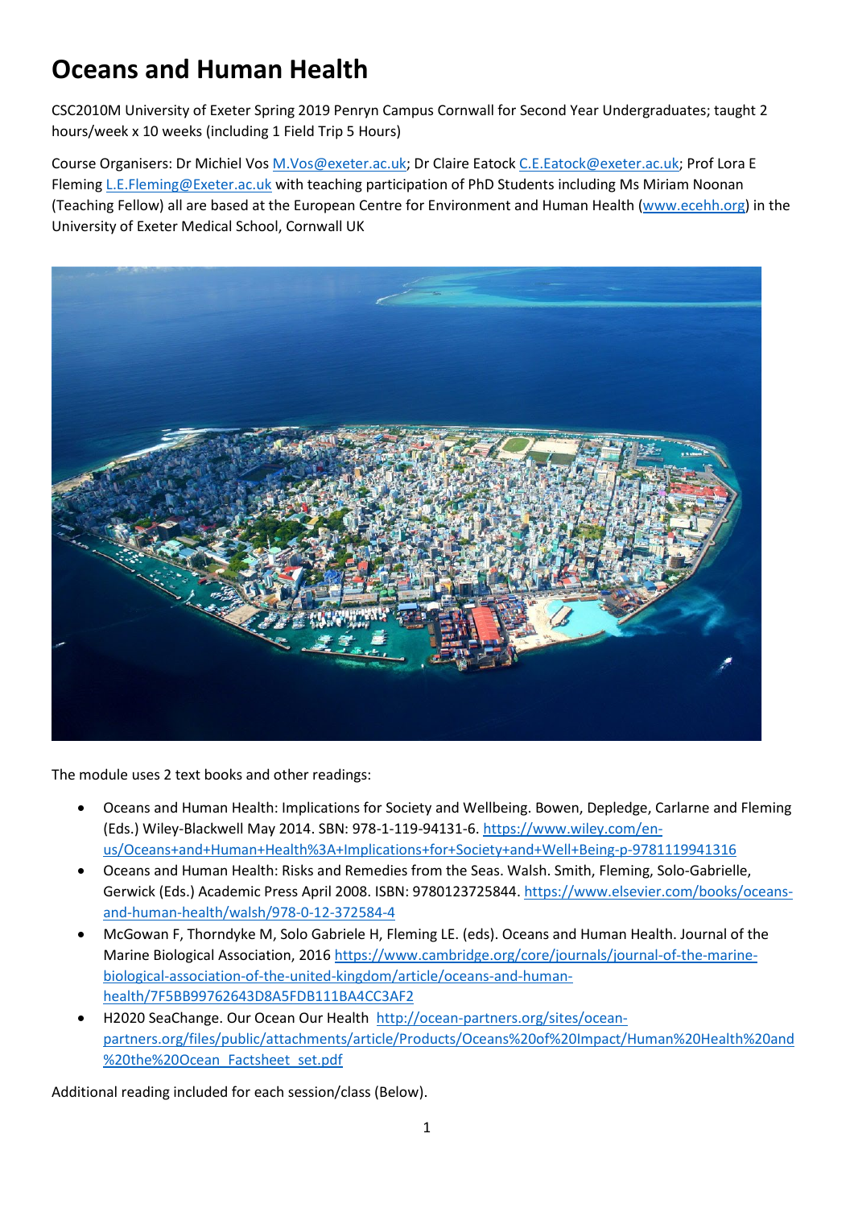# Oceans and Human Health

CSC2010M University of Exeter Spring 2019 Penryn Campus Cornwall for Second Year Undergraduates; taught 2 hours/week x 10 weeks (including 1 Field Trip 5 Hours)

Course Organisers: Dr Michiel Vos M.Vos@exeter.ac.uk; Dr Claire Eatock C.E.Eatock@exeter.ac.uk; Prof Lora E Fleming L.E.Fleming@Exeter.ac.uk with teaching participation of PhD Students including Ms Miriam Noonan (Teaching Fellow) all are based at the European Centre for Environment and Human Health (www.ecehh.org) in the University of Exeter Medical School, Cornwall UK

The module uses 2 text books and other readings:

- Oceans and Human Health: Implications for Society and Wellbeing. Bowen, Depledge, Carlarne and Fleming (Eds.) Wiley-Blackwell May 2014. SBN: 978-1-119-94131-6. https://www.wiley.com/en-us/Oceans+and+Human+Health%3A+Implications+for+Society+and+Well+Being-p-9781119941316
- Oceans and Human Health: Risks and Remedies from the Seas. Walsh. Smith, Fleming, Solo-Gabrielle, Gerwick (Eds.) Academic Press April 2008. ISBN: 9780123725844. https://www.elsevier.com/books/oceans-and-human-health/walsh/978-0-12-372584-4
- McGowan F, Thorndyke M, Solo Gabriele H, Fleming LE. (eds). Oceans and Human Health. Journal of the Marine Biological Association, 2016 https://www.cambridge.org/core/journals/journal-of-the-marine-biological-association-of-the-united-kingdom/article/oceans-and-human-health/7F5BB99762643D8A5FDB111BA4CC3AF2
- H2020 SeaChange. Our Ocean Our Health http://ocean-partners.org/sites/ocean-partners.org/files/public/attachments/article/Products/Oceans%20of%20Impact/Human%20Health%20and%20the%20Ocean_Factsheet_set.pdf

Additional reading included for each session/class (Below).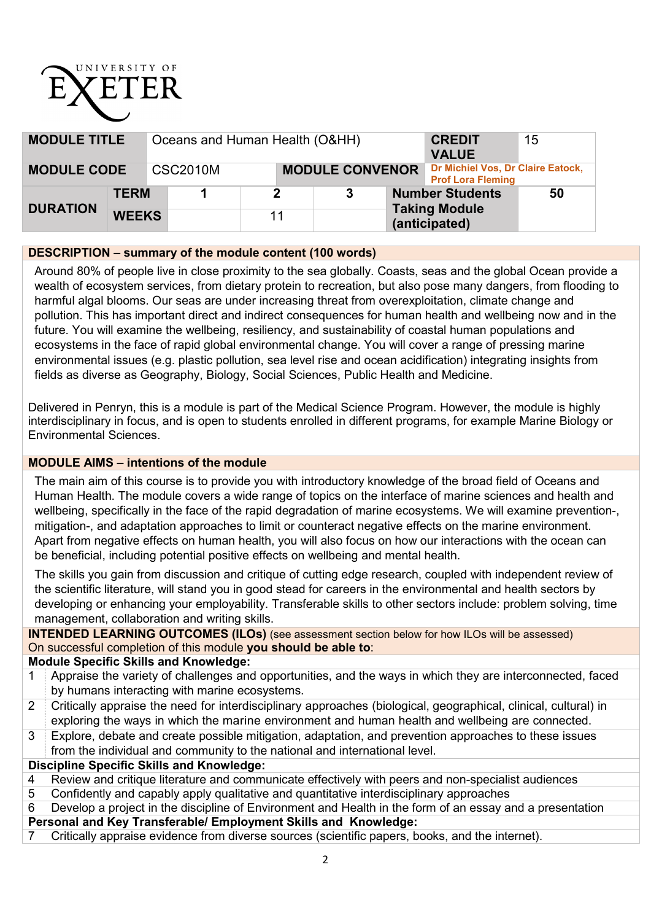UNIVERSITY OF EXETER

| MODULE TITLE | | Oceans and Human Health (O&HH) | | | CREDIT VALUE | 15 |
|---|---|---|---|---|---|---|
| MODULE CODE | | CSC2010M | MODULE CONVENOR | | Dr Michiel Vos, Dr Claire Eatock, Prof Lora Fleming | |
| DURATION | TERM | 1 | 2 | 3 | Number Students Taking Module (anticipated) | 50 |
| | WEEKS | | 11 | | | |

## DESCRIPTION – summary of the module content (100 words)

Around 80% of people live in close proximity to the sea globally. Coasts, seas and the global Ocean provide a wealth of ecosystem services, from dietary protein to recreation, but also pose many dangers, from flooding to harmful algal blooms. Our seas are under increasing threat from overexploitation, climate change and pollution. This has important direct and indirect consequences for human health and wellbeing now and in the future. You will examine the wellbeing, resiliency, and sustainability of coastal human populations and ecosystems in the face of rapid global environmental change. You will cover a range of pressing marine environmental issues (e.g. plastic pollution, sea level rise and ocean acidification) integrating insights from fields as diverse as Geography, Biology, Social Sciences, Public Health and Medicine.

Delivered in Penryn, this is a module is part of the Medical Science Program. However, the module is highly interdisciplinary in focus, and is open to students enrolled in different programs, for example Marine Biology or Environmental Sciences.

## MODULE AIMS – intentions of the module

The main aim of this course is to provide you with introductory knowledge of the broad field of Oceans and Human Health. The module covers a wide range of topics on the interface of marine sciences and health and wellbeing, specifically in the face of the rapid degradation of marine ecosystems. We will examine prevention-, mitigation-, and adaptation approaches to limit or counteract negative effects on the marine environment. Apart from negative effects on human health, you will also focus on how our interactions with the ocean can be beneficial, including potential positive effects on wellbeing and mental health.

The skills you gain from discussion and critique of cutting edge research, coupled with independent review of the scientific literature, will stand you in good stead for careers in the environmental and health sectors by developing or enhancing your employability. Transferable skills to other sectors include: problem solving, time management, collaboration and writing skills.

## INTENDED LEARNING OUTCOMES (ILOs) (see assessment section below for how ILOs will be assessed)

On successful completion of this module **you should be able to**:

**Module Specific Skills and Knowledge:**

1. Appraise the variety of challenges and opportunities, and the ways in which they are interconnected, faced by humans interacting with marine ecosystems.
2. Critically appraise the need for interdisciplinary approaches (biological, geographical, clinical, cultural) in exploring the ways in which the marine environment and human health and wellbeing are connected.
3. Explore, debate and create possible mitigation, adaptation, and prevention approaches to these issues from the individual and community to the national and international level.

**Discipline Specific Skills and Knowledge:**

4. Review and critique literature and communicate effectively with peers and non-specialist audiences
5. Confidently and capably apply qualitative and quantitative interdisciplinary approaches
6. Develop a project in the discipline of Environment and Health in the form of an essay and a presentation

**Personal and Key Transferable/ Employment Skills and Knowledge:**

7. Critically appraise evidence from diverse sources (scientific papers, books, and the internet).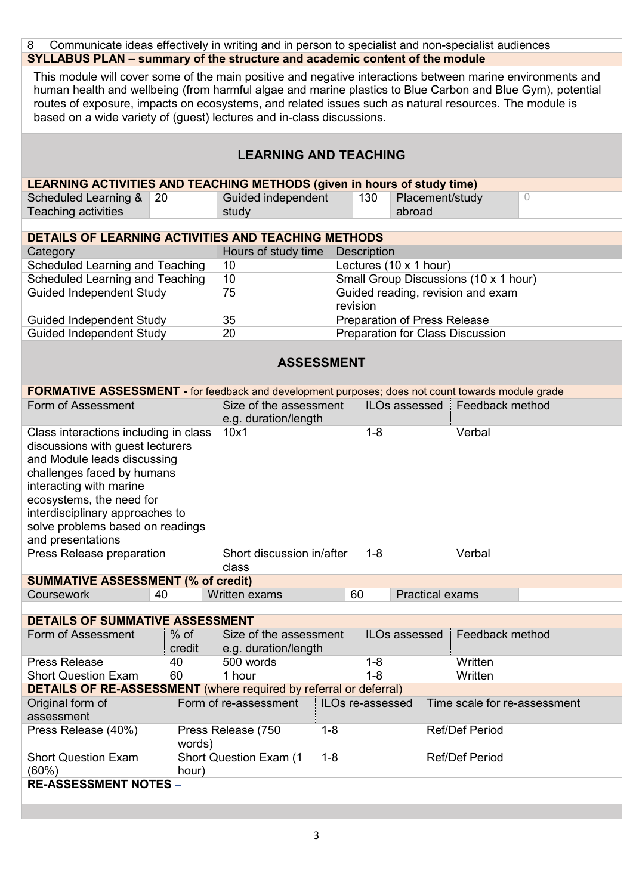8 Communicate ideas effectively in writing and in person to specialist and non-specialist audiences

**SYLLABUS PLAN – summary of the structure and academic content of the module**

This module will cover some of the main positive and negative interactions between marine environments and human health and wellbeing (from harmful algae and marine plastics to Blue Carbon and Blue Gym), potential routes of exposure, impacts on ecosystems, and related issues such as natural resources. The module is based on a wide variety of (guest) lectures and in-class discussions.

## LEARNING AND TEACHING

**LEARNING ACTIVITIES AND TEACHING METHODS (given in hours of study time)**

| Scheduled Learning & Teaching activities | 20 | Guided independent study | 130 | Placement/study abroad | 0 |
|---|---|---|---|---|---|

**DETAILS OF LEARNING ACTIVITIES AND TEACHING METHODS**

| Category | Hours of study time | Description |
|---|---|---|
| Scheduled Learning and Teaching | 10 | Lectures (10 x 1 hour) |
| Scheduled Learning and Teaching | 10 | Small Group Discussions (10 x 1 hour) |
| Guided Independent Study | 75 | Guided reading, revision and exam revision |
| Guided Independent Study | 35 | Preparation of Press Release |
| Guided Independent Study | 20 | Preparation for Class Discussion |

## ASSESSMENT

**FORMATIVE ASSESSMENT -** for feedback and development purposes; does not count towards module grade

| Form of Assessment | Size of the assessment e.g. duration/length | ILOs assessed | Feedback method |
|---|---|---|---|
| Class interactions including in class discussions with guest lecturers and Module leads discussing challenges faced by humans interacting with marine ecosystems, the need for interdisciplinary approaches to solve problems based on readings and presentations | 10x1 | 1-8 | Verbal |
| Press Release preparation | Short discussion in/after class | 1-8 | Verbal |

**SUMMATIVE ASSESSMENT (% of credit)**

| Coursework | 40 | Written exams | 60 | Practical exams | |
|---|---|---|---|---|---|

**DETAILS OF SUMMATIVE ASSESSMENT**

| Form of Assessment | % of credit | Size of the assessment e.g. duration/length | ILOs assessed | Feedback method |
|---|---|---|---|---|
| Press Release | 40 | 500 words | 1-8 | Written |
| Short Question Exam | 60 | 1 hour | 1-8 | Written |

**DETAILS OF RE-ASSESSMENT** (where required by referral or deferral)

| Original form of assessment | Form of re-assessment | ILOs re-assessed | Time scale for re-assessment |
|---|---|---|---|
| Press Release (40%) | Press Release (750 words) | 1-8 | Ref/Def Period |
| Short Question Exam (60%) | Short Question Exam (1 hour) | 1-8 | Ref/Def Period |

**RE-ASSESSMENT NOTES –**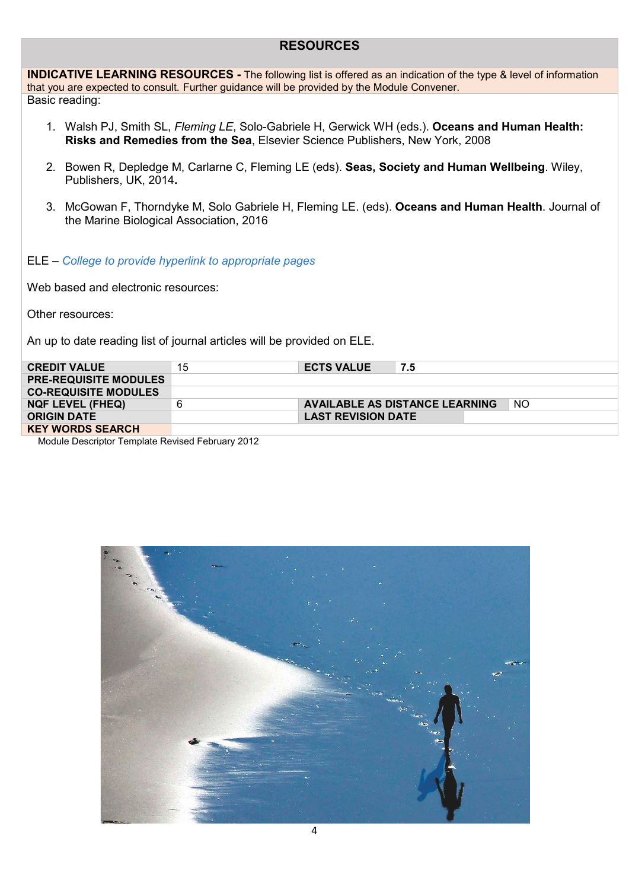## RESOURCES

**INDICATIVE LEARNING RESOURCES -** The following list is offered as an indication of the type & level of information that you are expected to consult. Further guidance will be provided by the Module Convener.

Basic reading:

1. Walsh PJ, Smith SL, *Fleming LE*, Solo-Gabriele H, Gerwick WH (eds.). **Oceans and Human Health: Risks and Remedies from the Sea**, Elsevier Science Publishers, New York, 2008
2. Bowen R, Depledge M, Carlarne C, Fleming LE (eds). **Seas, Society and Human Wellbeing**. Wiley, Publishers, UK, 2014**.**
3. McGowan F, Thorndyke M, Solo Gabriele H, Fleming LE. (eds). **Oceans and Human Health**. Journal of the Marine Biological Association, 2016

ELE – *College to provide hyperlink to appropriate pages*

Web based and electronic resources:

Other resources:

An up to date reading list of journal articles will be provided on ELE.

| | | | |
|---|---|---|---|
| **CREDIT VALUE** | 15 | **ECTS VALUE** | **7.5** |
| **PRE-REQUISITE MODULES** | | | |
| **CO-REQUISITE MODULES** | | | |
| **NQF LEVEL (FHEQ)** | 6 | **AVAILABLE AS DISTANCE LEARNING** | NO |
| **ORIGIN DATE** | | **LAST REVISION DATE** | |
| **KEY WORDS SEARCH** | | | |

Module Descriptor Template Revised February 2012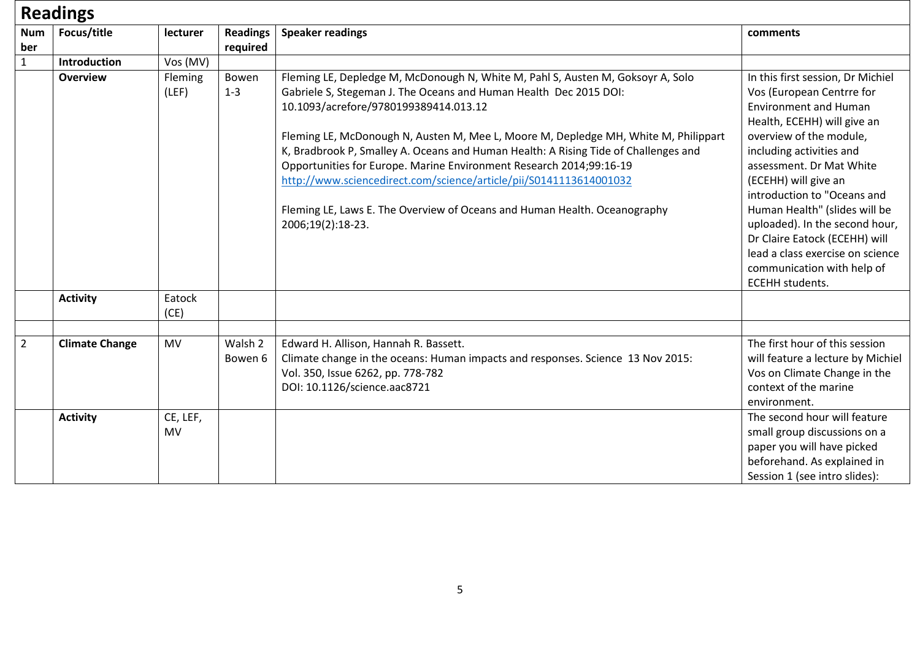# Readings

| Number | Focus/title | lecturer | Readings required | Speaker readings | comments |
|---|---|---|---|---|---|
| 1 | **Introduction** | Vos (MV) | | | |
| | **Overview** | Fleming (LEF) | Bowen 1-3 | Fleming LE, Depledge M, McDonough N, White M, Pahl S, Austen M, Goksoyr A, Solo Gabriele S, Stegeman J. The Oceans and Human Health Dec 2015 DOI: 10.1093/acrefore/9780199389414.013.12<br><br>Fleming LE, McDonough N, Austen M, Mee L, Moore M, Depledge MH, White M, Philippart K, Bradbrook P, Smalley A. Oceans and Human Health: A Rising Tide of Challenges and Opportunities for Europe. Marine Environment Research 2014;99:16-19 http://www.sciencedirect.com/science/article/pii/S0141113614001032<br><br>Fleming LE, Laws E. The Overview of Oceans and Human Health. Oceanography 2006;19(2):18-23. | In this first session, Dr Michiel Vos (European Centrre for Environment and Human Health, ECEHH) will give an overview of the module, including activities and assessment. Dr Mat White (ECEHH) will give an introduction to "Oceans and Human Health" (slides will be uploaded). In the second hour, Dr Claire Eatock (ECEHH) will lead a class exercise on science communication with help of ECEHH students. |
| | **Activity** | Eatock (CE) | | | |
| | | | | | |
| 2 | **Climate Change** | MV | Walsh 2<br>Bowen 6 | Edward H. Allison, Hannah R. Bassett.<br>Climate change in the oceans: Human impacts and responses. Science 13 Nov 2015: Vol. 350, Issue 6262, pp. 778-782<br>DOI: 10.1126/science.aac8721 | The first hour of this session will feature a lecture by Michiel Vos on Climate Change in the context of the marine environment. |
| | **Activity** | CE, LEF, MV | | | The second hour will feature small group discussions on a paper you will have picked beforehand. As explained in Session 1 (see intro slides): |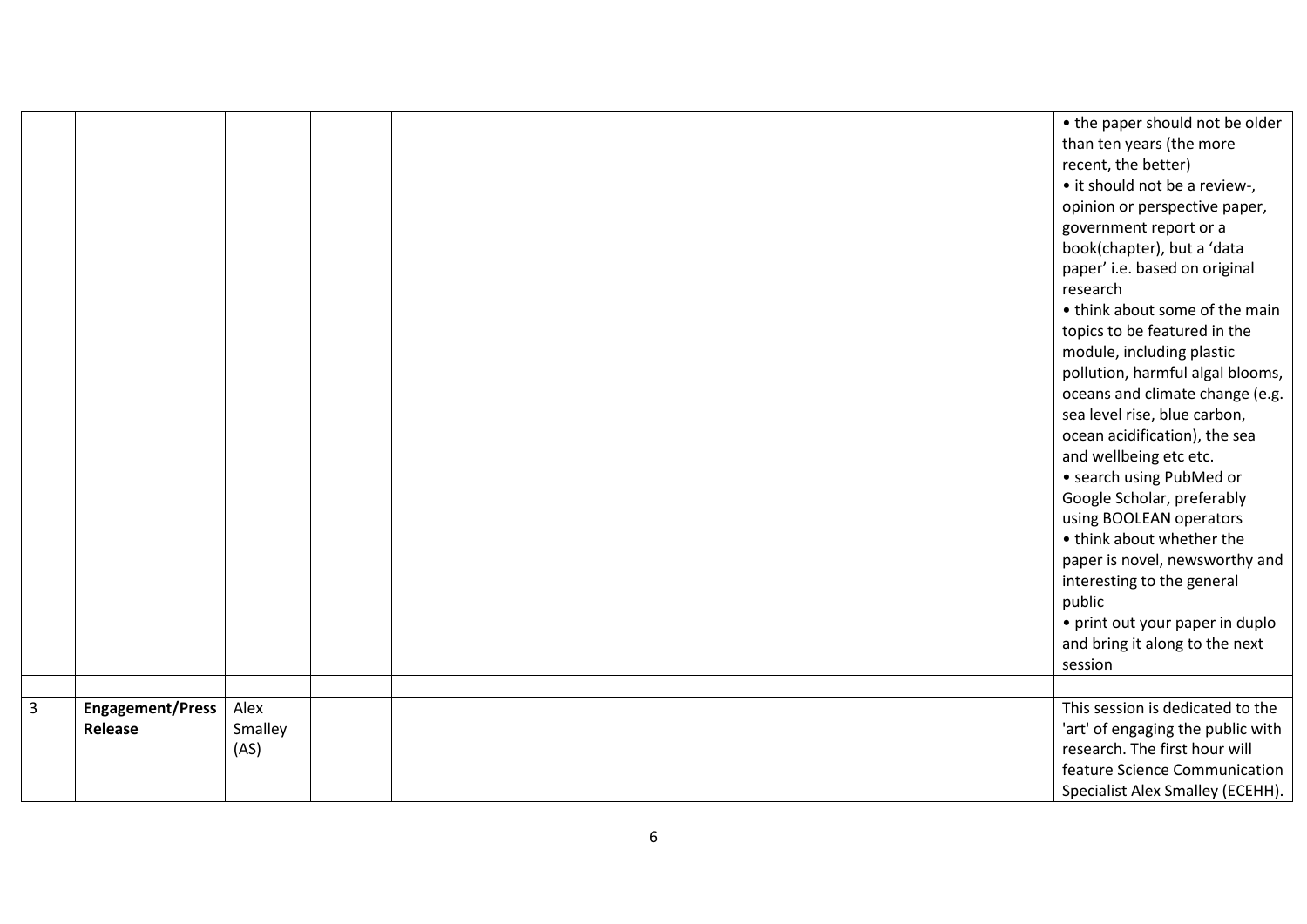| | | | | | |
|---|---|---|---|---|---|
| | | | | | • the paper should not be older than ten years (the more recent, the better)<br>• it should not be a review-, opinion or perspective paper, government report or a book(chapter), but a 'data paper' i.e. based on original research<br>• think about some of the main topics to be featured in the module, including plastic pollution, harmful algal blooms, oceans and climate change (e.g. sea level rise, blue carbon, ocean acidification), the sea and wellbeing etc etc.<br>• search using PubMed or Google Scholar, preferably using BOOLEAN operators<br>• think about whether the paper is novel, newsworthy and interesting to the general public<br>• print out your paper in duplo and bring it along to the next session |
| | | | | | |
| 3 | **Engagement/Press Release** | Alex Smalley (AS) | | | This session is dedicated to the 'art' of engaging the public with research. The first hour will feature Science Communication Specialist Alex Smalley (ECEHH). |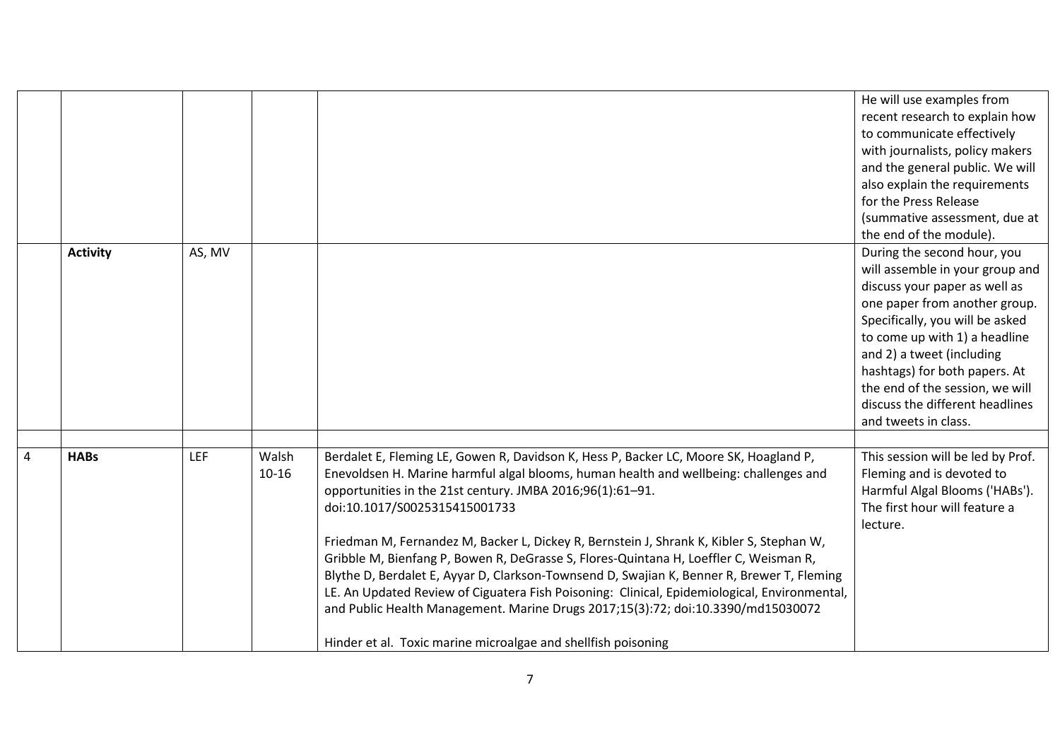| | | | | | |
|---|---|---|---|---|---|
| | | | | | He will use examples from recent research to explain how to communicate effectively with journalists, policy makers and the general public. We will also explain the requirements for the Press Release (summative assessment, due at the end of the module). |
| | **Activity** | AS, MV | | | During the second hour, you will assemble in your group and discuss your paper as well as one paper from another group. Specifically, you will be asked to come up with 1) a headline and 2) a tweet (including hashtags) for both papers. At the end of the session, we will discuss the different headlines and tweets in class. |
| | | | | | |
| 4 | **HABs** | LEF | Walsh 10-16 | Berdalet E, Fleming LE, Gowen R, Davidson K, Hess P, Backer LC, Moore SK, Hoagland P, Enevoldsen H. Marine harmful algal blooms, human health and wellbeing: challenges and opportunities in the 21st century. JMBA 2016;96(1):61–91. doi:10.1017/S0025315415001733<br><br>Friedman M, Fernandez M, Backer L, Dickey R, Bernstein J, Shrank K, Kibler S, Stephan W, Gribble M, Bienfang P, Bowen R, DeGrasse S, Flores-Quintana H, Loeffler C, Weisman R, Blythe D, Berdalet E, Ayyar D, Clarkson-Townsend D, Swajian K, Benner R, Brewer T, Fleming LE. An Updated Review of Ciguatera Fish Poisoning: Clinical, Epidemiological, Environmental, and Public Health Management. Marine Drugs 2017;15(3):72; doi:10.3390/md15030072<br><br>Hinder et al. Toxic marine microalgae and shellfish poisoning | This session will be led by Prof. Fleming and is devoted to Harmful Algal Blooms ('HABs'). The first hour will feature a lecture. |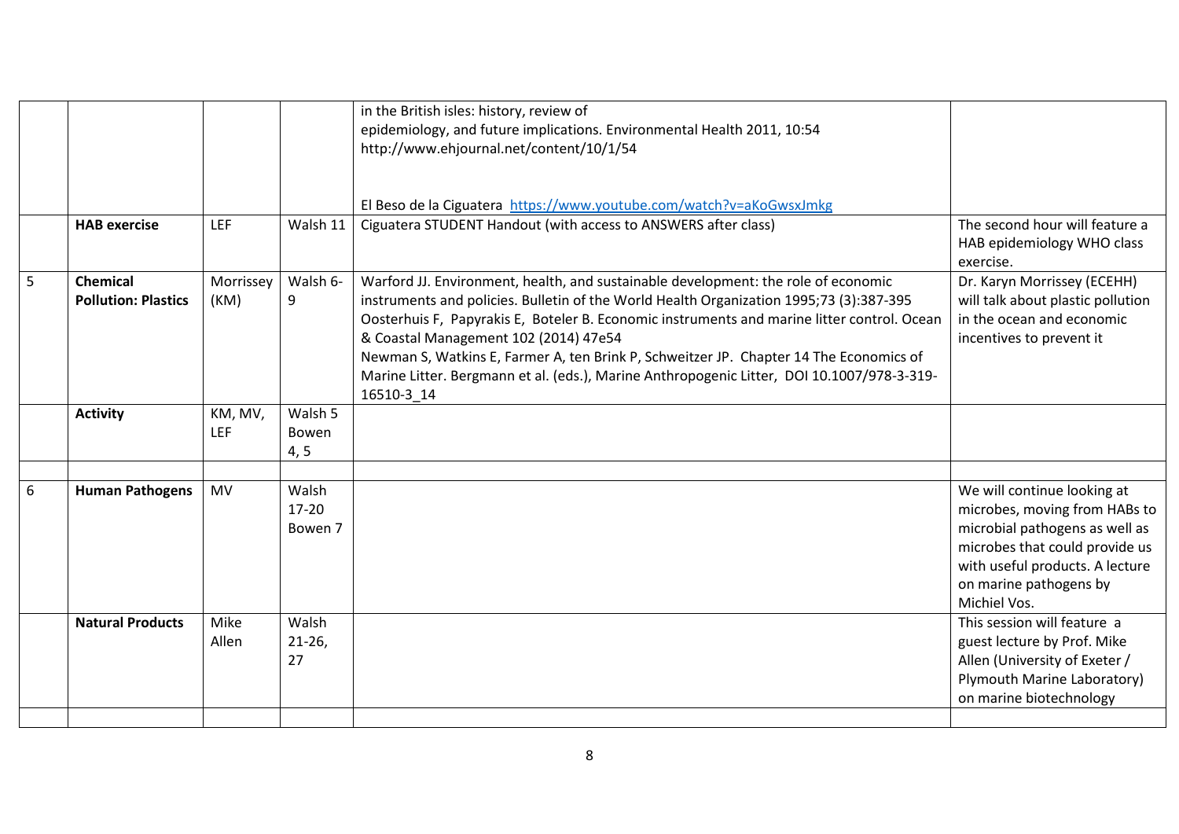| | | | | | |
|---|---|---|---|---|---|
| | | | | in the British isles: history, review of epidemiology, and future implications. Environmental Health 2011, 10:54 http://www.ehjournal.net/content/10/1/54<br><br>El Beso de la Ciguatera https://www.youtube.com/watch?v=aKoGwsxJmkg | |
| | **HAB exercise** | LEF | Walsh 11 | Ciguatera STUDENT Handout (with access to ANSWERS after class) | The second hour will feature a HAB epidemiology WHO class exercise. |
| 5 | **Chemical Pollution: Plastics** | Morrissey (KM) | Walsh 6-9 | Warford JJ. Environment, health, and sustainable development: the role of economic instruments and policies. Bulletin of the World Health Organization 1995;73 (3):387-395<br>Oosterhuis F, Papyrakis E, Boteler B. Economic instruments and marine litter control. Ocean & Coastal Management 102 (2014) 47e54<br>Newman S, Watkins E, Farmer A, ten Brink P, Schweitzer JP. Chapter 14 The Economics of Marine Litter. Bergmann et al. (eds.), Marine Anthropogenic Litter, DOI 10.1007/978-3-319-16510-3_14 | Dr. Karyn Morrissey (ECEHH) will talk about plastic pollution in the ocean and economic incentives to prevent it |
| | **Activity** | KM, MV, LEF | Walsh 5<br>Bowen 4, 5 | | |
| | | | | | |
| 6 | **Human Pathogens** | MV | Walsh 17-20<br>Bowen 7 | | We will continue looking at microbes, moving from HABs to microbial pathogens as well as microbes that could provide us with useful products. A lecture on marine pathogens by Michiel Vos. |
| | **Natural Products** | Mike Allen | Walsh 21-26, 27 | | This session will feature a guest lecture by Prof. Mike Allen (University of Exeter / Plymouth Marine Laboratory) on marine biotechnology |
| | | | | | |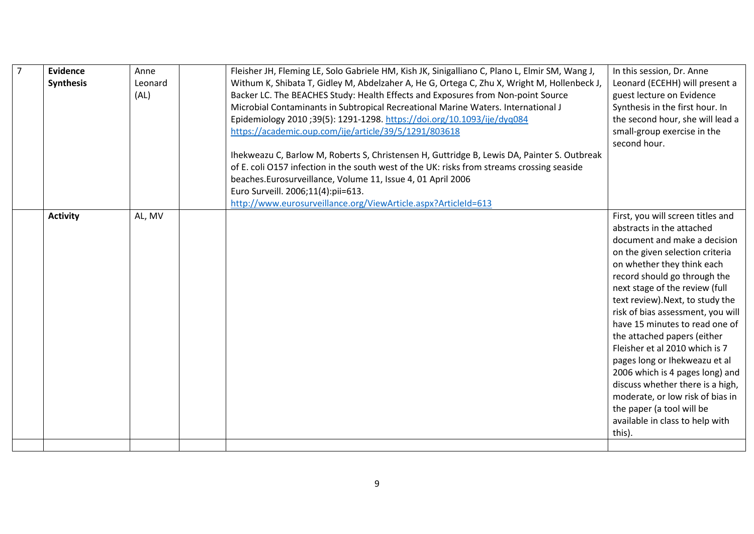| 7 | **Evidence Synthesis** | Anne Leonard (AL) | | Fleisher JH, Fleming LE, Solo Gabriele HM, Kish JK, Sinigalliano C, Plano L, Elmir SM, Wang J, Withum K, Shibata T, Gidley M, Abdelzaher A, He G, Ortega C, Zhu X, Wright M, Hollenbeck J, Backer LC. The BEACHES Study: Health Effects and Exposures from Non-point Source Microbial Contaminants in Subtropical Recreational Marine Waters. International J Epidemiology 2010 ;39(5): 1291-1298. https://doi.org/10.1093/ije/dyq084 https://academic.oup.com/ije/article/39/5/1291/803618<br><br>Ihekweazu C, Barlow M, Roberts S, Christensen H, Guttridge B, Lewis DA, Painter S. Outbreak of E. coli O157 infection in the south west of the UK: risks from streams crossing seaside beaches.Eurosurveillance, Volume 11, Issue 4, 01 April 2006 Euro Surveill. 2006;11(4):pii=613. http://www.eurosurveillance.org/ViewArticle.aspx?ArticleId=613 | In this session, Dr. Anne Leonard (ECEHH) will present a guest lecture on Evidence Synthesis in the first hour. In the second hour, she will lead a small-group exercise in the second hour. |
|---|---|---|---|---|---|
| | **Activity** | AL, MV | | | First, you will screen titles and abstracts in the attached document and make a decision on the given selection criteria on whether they think each record should go through the next stage of the review (full text review).Next, to study the risk of bias assessment, you will have 15 minutes to read one of the attached papers (either Fleisher et al 2010 which is 7 pages long or Ihekweazu et al 2006 which is 4 pages long) and discuss whether there is a high, moderate, or low risk of bias in the paper (a tool will be available in class to help with this). |
| | | | | | |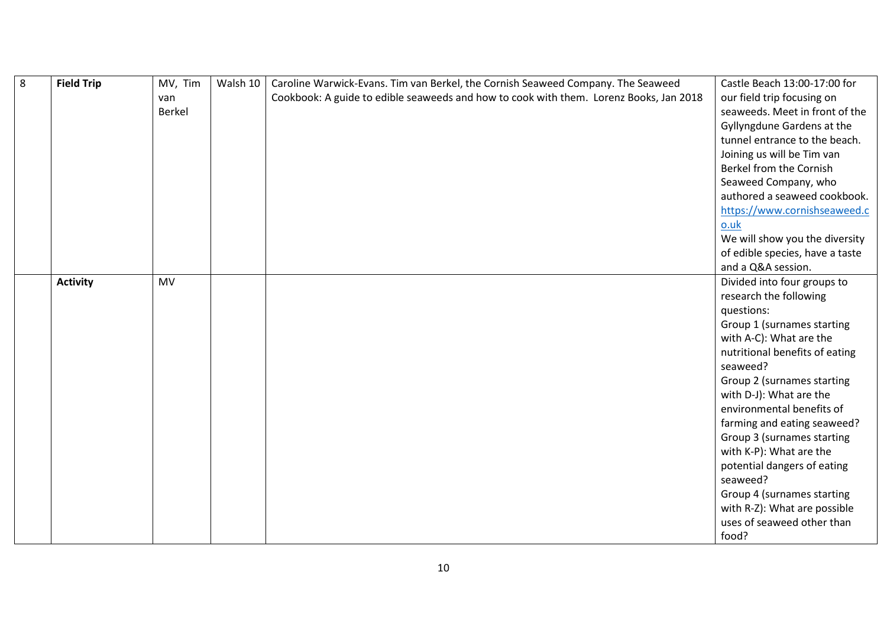| 8 | **Field Trip** | MV, Tim van Berkel | Walsh 10 | Caroline Warwick-Evans. Tim van Berkel, the Cornish Seaweed Company. The Seaweed Cookbook: A guide to edible seaweeds and how to cook with them. Lorenz Books, Jan 2018 | Castle Beach 13:00-17:00 for our field trip focusing on seaweeds. Meet in front of the Gyllyngdune Gardens at the tunnel entrance to the beach. Joining us will be Tim van Berkel from the Cornish Seaweed Company, who authored a seaweed cookbook. https://www.cornishseaweed.co.uk We will show you the diversity of edible species, have a taste and a Q&A session. |
|---|---|---|---|---|---|
| | **Activity** | MV | | | Divided into four groups to research the following questions: Group 1 (surnames starting with A-C): What are the nutritional benefits of eating seaweed? Group 2 (surnames starting with D-J): What are the environmental benefits of farming and eating seaweed? Group 3 (surnames starting with K-P): What are the potential dangers of eating seaweed? Group 4 (surnames starting with R-Z): What are possible uses of seaweed other than food? |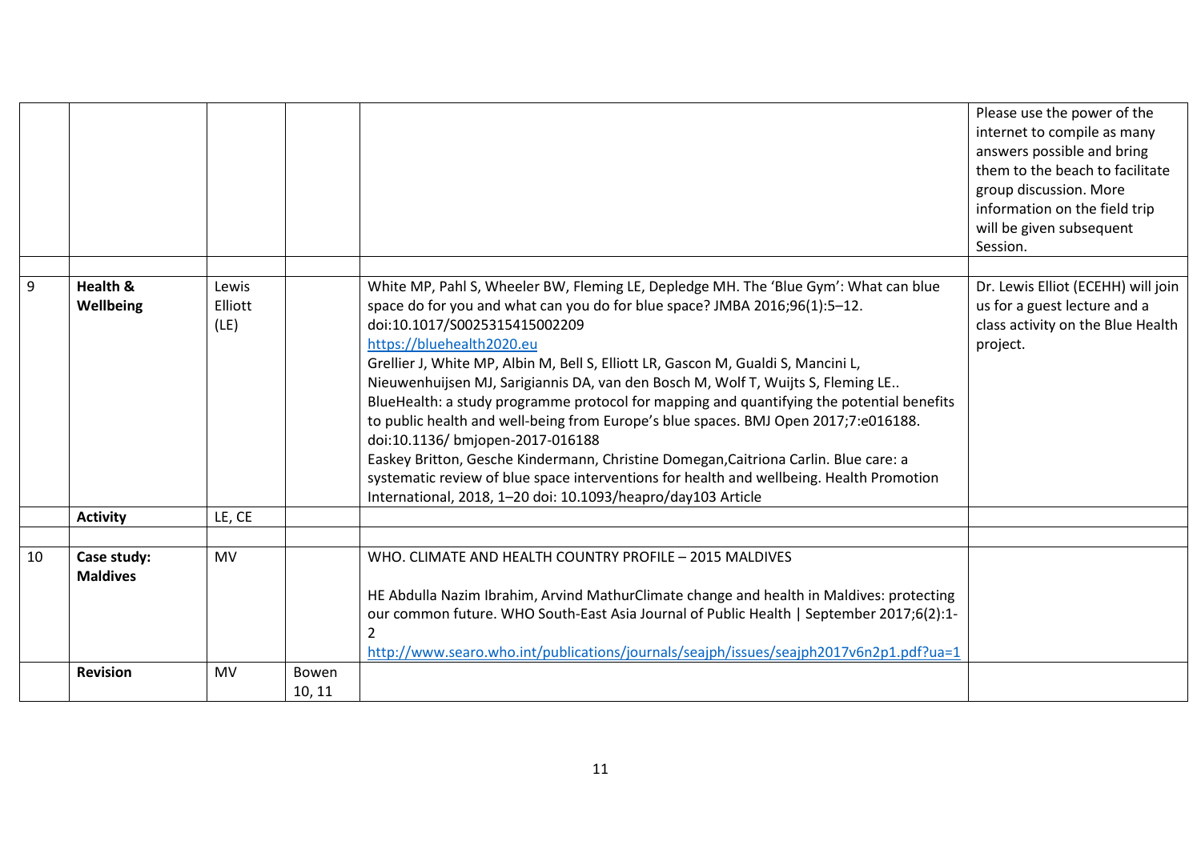| | | | | | |
|---|---|---|---|---|---|
| | | | | | Please use the power of the internet to compile as many answers possible and bring them to the beach to facilitate group discussion. More information on the field trip will be given subsequent Session. |
| | | | | | |
| 9 | **Health & Wellbeing** | Lewis Elliott (LE) | | White MP, Pahl S, Wheeler BW, Fleming LE, Depledge MH. The 'Blue Gym': What can blue space do for you and what can you do for blue space? JMBA 2016;96(1):5–12. doi:10.1017/S0025315415002209 [https://bluehealth2020.eu](https://bluehealth2020.eu) Grellier J, White MP, Albin M, Bell S, Elliott LR, Gascon M, Gualdi S, Mancini L, Nieuwenhuijsen MJ, Sarigiannis DA, van den Bosch M, Wolf T, Wuijts S, Fleming LE.. BlueHealth: a study programme protocol for mapping and quantifying the potential benefits to public health and well-being from Europe's blue spaces. BMJ Open 2017;7:e016188. doi:10.1136/ bmjopen-2017-016188 Easkey Britton, Gesche Kindermann, Christine Domegan,Caitriona Carlin. Blue care: a systematic review of blue space interventions for health and wellbeing. Health Promotion International, 2018, 1–20 doi: 10.1093/heapro/day103 Article | Dr. Lewis Elliot (ECEHH) will join us for a guest lecture and a class activity on the Blue Health project. |
| | **Activity** | LE, CE | | | |
| | | | | | |
| 10 | **Case study: Maldives** | MV | | WHO. CLIMATE AND HEALTH COUNTRY PROFILE – 2015 MALDIVES<br><br>HE Abdulla Nazim Ibrahim, Arvind MathurClimate change and health in Maldives: protecting our common future. WHO South-East Asia Journal of Public Health \| September 2017;6(2):1-2 [http://www.searo.who.int/publications/journals/seajph/issues/seajph2017v6n2p1.pdf?ua=1](http://www.searo.who.int/publications/journals/seajph/issues/seajph2017v6n2p1.pdf?ua=1) | |
| | **Revision** | MV | Bowen 10, 11 | | |